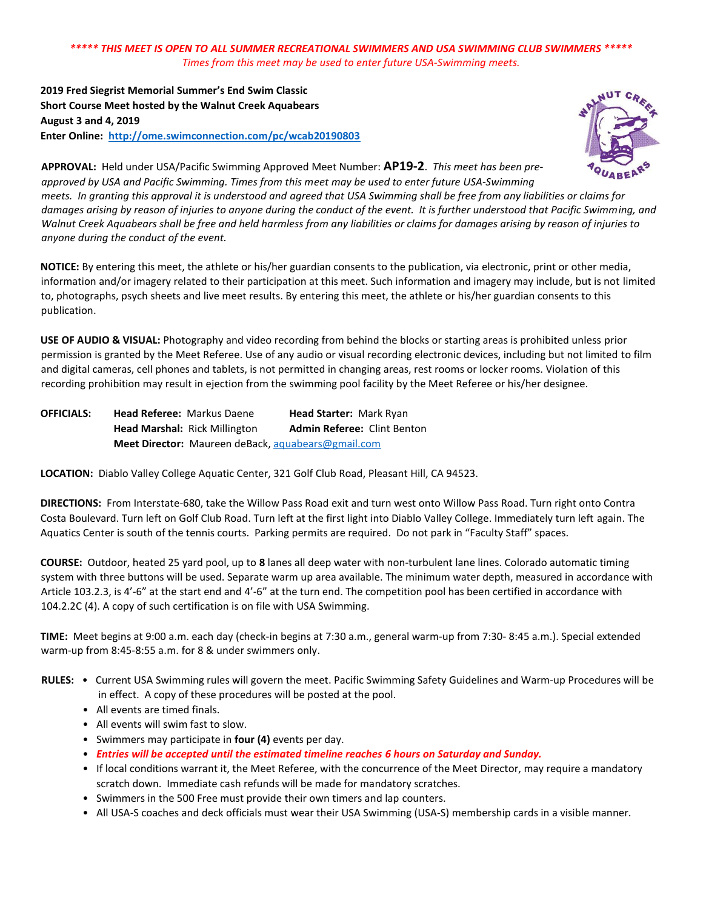***** THIS MEET IS OPEN TO ALL SUMMER RECREATIONAL SWIMMERS AND USA SWIMMING CLUB SWIMMERS *****

*Times from this meet may be used to enter future USA-Swimming meets.*

**2019 Fred Siegrist Memorial Summer's End Swim Classic**
**Short Course Meet hosted by the Walnut Creek Aquabears**
**August 3 and 4, 2019**
**Enter Online:** [http://ome.swimconnection.com/pc/wcab20190803](http://ome.swimconnection.com/pc/wcab20190803)

**APPROVAL:** Held under USA/Pacific Swimming Approved Meet Number: **AP19-2**. *This meet has been pre-approved by USA and Pacific Swimming. Times from this meet may be used to enter future USA-Swimming meets. In granting this approval it is understood and agreed that USA Swimming shall be free from any liabilities or claims for damages arising by reason of injuries to anyone during the conduct of the event. It is further understood that Pacific Swimming, and Walnut Creek Aquabears shall be free and held harmless from any liabilities or claims for damages arising by reason of injuries to anyone during the conduct of the event.*

**NOTICE:** By entering this meet, the athlete or his/her guardian consents to the publication, via electronic, print or other media, information and/or imagery related to their participation at this meet. Such information and imagery may include, but is not limited to, photographs, psych sheets and live meet results. By entering this meet, the athlete or his/her guardian consents to this publication.

**USE OF AUDIO & VISUAL:** Photography and video recording from behind the blocks or starting areas is prohibited unless prior permission is granted by the Meet Referee. Use of any audio or visual recording electronic devices, including but not limited to film and digital cameras, cell phones and tablets, is not permitted in changing areas, rest rooms or locker rooms. Violation of this recording prohibition may result in ejection from the swimming pool facility by the Meet Referee or his/her designee.

**OFFICIALS:**
- **Head Referee:** Markus Daene
- **Head Starter:** Mark Ryan
- **Head Marshal:** Rick Millington
- **Admin Referee:** Clint Benton
- **Meet Director:** Maureen deBack, aquabears@gmail.com

**LOCATION:** Diablo Valley College Aquatic Center, 321 Golf Club Road, Pleasant Hill, CA 94523.

**DIRECTIONS:** From Interstate-680, take the Willow Pass Road exit and turn west onto Willow Pass Road. Turn right onto Contra Costa Boulevard. Turn left on Golf Club Road. Turn left at the first light into Diablo Valley College. Immediately turn left again. The Aquatics Center is south of the tennis courts. Parking permits are required. Do not park in "Faculty Staff" spaces.

**COURSE:** Outdoor, heated 25 yard pool, up to **8** lanes all deep water with non-turbulent lane lines. Colorado automatic timing system with three buttons will be used. Separate warm up area available. The minimum water depth, measured in accordance with Article 103.2.3, is 4'-6" at the start end and 4'-6" at the turn end. The competition pool has been certified in accordance with 104.2.2C (4). A copy of such certification is on file with USA Swimming.

**TIME:** Meet begins at 9:00 a.m. each day (check-in begins at 7:30 a.m., general warm-up from 7:30- 8:45 a.m.). Special extended warm-up from 8:45-8:55 a.m. for 8 & under swimmers only.

**RULES:**
- Current USA Swimming rules will govern the meet. Pacific Swimming Safety Guidelines and Warm-up Procedures will be in effect. A copy of these procedures will be posted at the pool.
- All events are timed finals.
- All events will swim fast to slow.
- Swimmers may participate in **four (4)** events per day.
- ***Entries will be accepted until the estimated timeline reaches 6 hours on Saturday and Sunday.***
- If local conditions warrant it, the Meet Referee, with the concurrence of the Meet Director, may require a mandatory scratch down. Immediate cash refunds will be made for mandatory scratches.
- Swimmers in the 500 Free must provide their own timers and lap counters.
- All USA-S coaches and deck officials must wear their USA Swimming (USA-S) membership cards in a visible manner.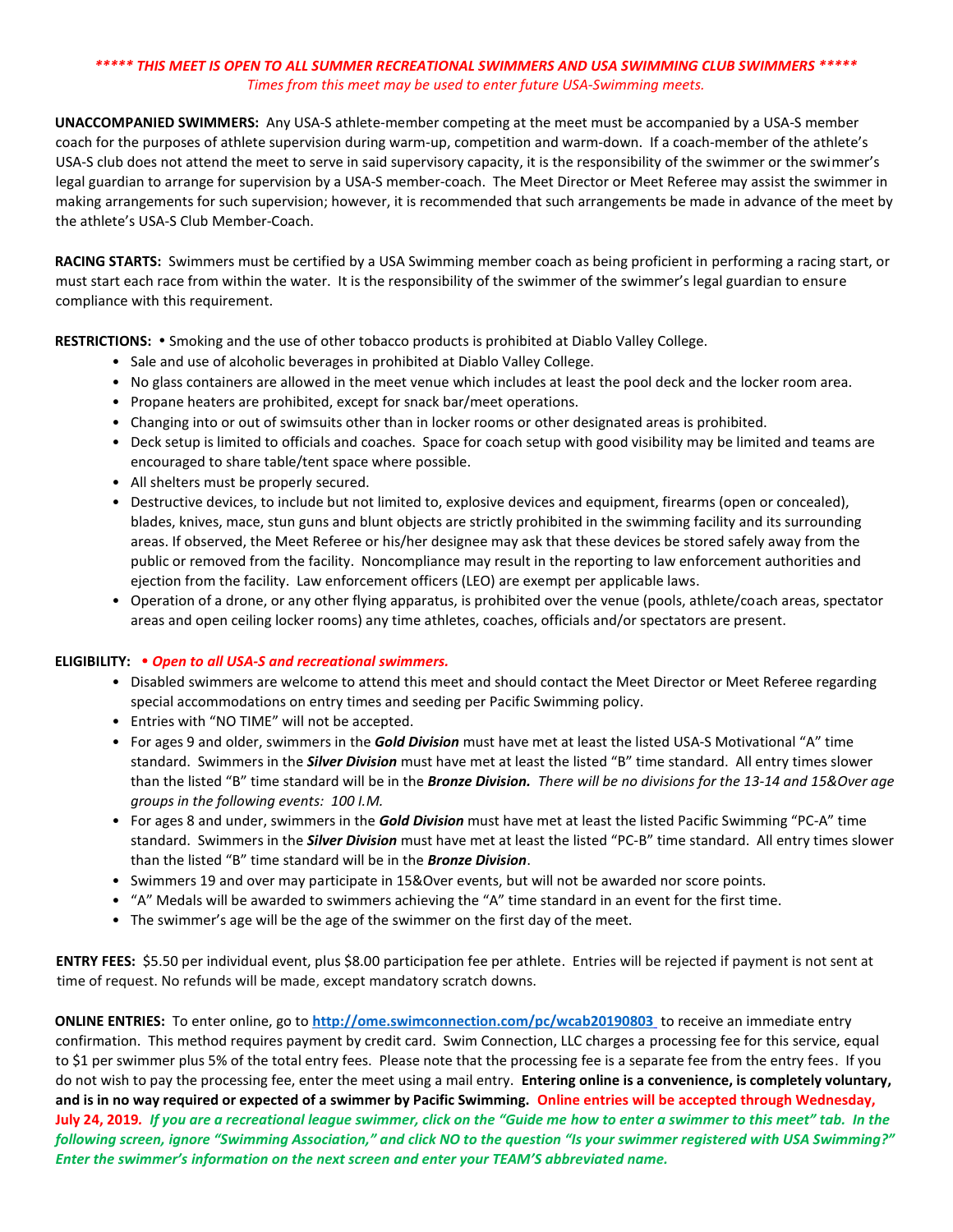***\*\*\*\*\* THIS MEET IS OPEN TO ALL SUMMER RECREATIONAL SWIMMERS AND USA SWIMMING CLUB SWIMMERS \*\*\*\*\****

*Times from this meet may be used to enter future USA-Swimming meets.*

**UNACCOMPANIED SWIMMERS:** Any USA-S athlete-member competing at the meet must be accompanied by a USA-S member coach for the purposes of athlete supervision during warm-up, competition and warm-down. If a coach-member of the athlete's USA-S club does not attend the meet to serve in said supervisory capacity, it is the responsibility of the swimmer or the swimmer's legal guardian to arrange for supervision by a USA-S member-coach. The Meet Director or Meet Referee may assist the swimmer in making arrangements for such supervision; however, it is recommended that such arrangements be made in advance of the meet by the athlete's USA-S Club Member-Coach.

**RACING STARTS:** Swimmers must be certified by a USA Swimming member coach as being proficient in performing a racing start, or must start each race from within the water. It is the responsibility of the swimmer of the swimmer's legal guardian to ensure compliance with this requirement.

**RESTRICTIONS:**

- Smoking and the use of other tobacco products is prohibited at Diablo Valley College.
- Sale and use of alcoholic beverages in prohibited at Diablo Valley College.
- No glass containers are allowed in the meet venue which includes at least the pool deck and the locker room area.
- Propane heaters are prohibited, except for snack bar/meet operations.
- Changing into or out of swimsuits other than in locker rooms or other designated areas is prohibited.
- Deck setup is limited to officials and coaches. Space for coach setup with good visibility may be limited and teams are encouraged to share table/tent space where possible.
- All shelters must be properly secured.
- Destructive devices, to include but not limited to, explosive devices and equipment, firearms (open or concealed), blades, knives, mace, stun guns and blunt objects are strictly prohibited in the swimming facility and its surrounding areas. If observed, the Meet Referee or his/her designee may ask that these devices be stored safely away from the public or removed from the facility. Noncompliance may result in the reporting to law enforcement authorities and ejection from the facility. Law enforcement officers (LEO) are exempt per applicable laws.
- Operation of a drone, or any other flying apparatus, is prohibited over the venue (pools, athlete/coach areas, spectator areas and open ceiling locker rooms) any time athletes, coaches, officials and/or spectators are present.

**ELIGIBILITY:**

- ***Open to all USA-S and recreational swimmers.***
- Disabled swimmers are welcome to attend this meet and should contact the Meet Director or Meet Referee regarding special accommodations on entry times and seeding per Pacific Swimming policy.
- Entries with "NO TIME" will not be accepted.
- For ages 9 and older, swimmers in the ***Gold Division*** must have met at least the listed USA-S Motivational "A" time standard. Swimmers in the ***Silver Division*** must have met at least the listed "B" time standard. All entry times slower than the listed "B" time standard will be in the ***Bronze Division.*** *There will be no divisions for the 13-14 and 15&Over age groups in the following events: 100 I.M.*
- For ages 8 and under, swimmers in the ***Gold Division*** must have met at least the listed Pacific Swimming "PC-A" time standard. Swimmers in the ***Silver Division*** must have met at least the listed "PC-B" time standard. All entry times slower than the listed "B" time standard will be in the ***Bronze Division***.
- Swimmers 19 and over may participate in 15&Over events, but will not be awarded nor score points.
- "A" Medals will be awarded to swimmers achieving the "A" time standard in an event for the first time.
- The swimmer's age will be the age of the swimmer on the first day of the meet.

**ENTRY FEES:** $5.50 per individual event, plus $8.00 participation fee per athlete. Entries will be rejected if payment is not sent at time of request. No refunds will be made, except mandatory scratch downs.

**ONLINE ENTRIES:** To enter online, go to **http://ome.swimconnection.com/pc/wcab20190803** to receive an immediate entry confirmation. This method requires payment by credit card. Swim Connection, LLC charges a processing fee for this service, equal to $1 per swimmer plus 5% of the total entry fees. Please note that the processing fee is a separate fee from the entry fees. If you do not wish to pay the processing fee, enter the meet using a mail entry. **Entering online is a convenience, is completely voluntary, and is in no way required or expected of a swimmer by Pacific Swimming. Online entries will be accepted through Wednesday, July 24, 2019.** ***If you are a recreational league swimmer, click on the "Guide me how to enter a swimmer to this meet" tab. In the following screen, ignore "Swimming Association," and click NO to the question "Is your swimmer registered with USA Swimming?" Enter the swimmer's information on the next screen and enter your TEAM'S abbreviated name.***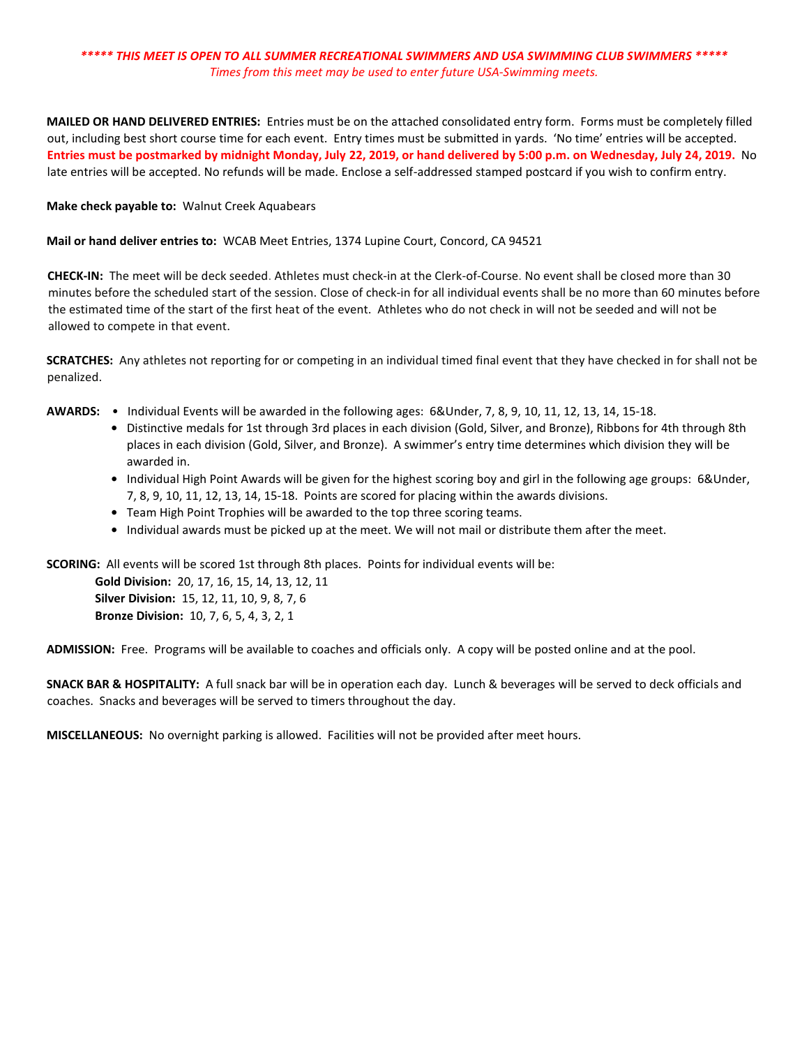***\*\*\*\*\* THIS MEET IS OPEN TO ALL SUMMER RECREATIONAL SWIMMERS AND USA SWIMMING CLUB SWIMMERS \*\*\*\*\****

*Times from this meet may be used to enter future USA-Swimming meets.*

**MAILED OR HAND DELIVERED ENTRIES:** Entries must be on the attached consolidated entry form. Forms must be completely filled out, including best short course time for each event. Entry times must be submitted in yards. 'No time' entries will be accepted. **Entries must be postmarked by midnight Monday, July 22, 2019, or hand delivered by 5:00 p.m. on Wednesday, July 24, 2019.** No late entries will be accepted. No refunds will be made. Enclose a self-addressed stamped postcard if you wish to confirm entry.

**Make check payable to:** Walnut Creek Aquabears

**Mail or hand deliver entries to:** WCAB Meet Entries, 1374 Lupine Court, Concord, CA 94521

**CHECK-IN:** The meet will be deck seeded. Athletes must check-in at the Clerk-of-Course. No event shall be closed more than 30 minutes before the scheduled start of the session. Close of check-in for all individual events shall be no more than 60 minutes before the estimated time of the start of the first heat of the event. Athletes who do not check in will not be seeded and will not be allowed to compete in that event.

**SCRATCHES:** Any athletes not reporting for or competing in an individual timed final event that they have checked in for shall not be penalized.

**AWARDS:**

- Individual Events will be awarded in the following ages: 6&Under, 7, 8, 9, 10, 11, 12, 13, 14, 15-18.
- Distinctive medals for 1st through 3rd places in each division (Gold, Silver, and Bronze), Ribbons for 4th through 8th places in each division (Gold, Silver, and Bronze). A swimmer's entry time determines which division they will be awarded in.
- Individual High Point Awards will be given for the highest scoring boy and girl in the following age groups: 6&Under, 7, 8, 9, 10, 11, 12, 13, 14, 15-18. Points are scored for placing within the awards divisions.
- Team High Point Trophies will be awarded to the top three scoring teams.
- Individual awards must be picked up at the meet. We will not mail or distribute them after the meet.

**SCORING:** All events will be scored 1st through 8th places. Points for individual events will be:

**Gold Division:** 20, 17, 16, 15, 14, 13, 12, 11
**Silver Division:** 15, 12, 11, 10, 9, 8, 7, 6
**Bronze Division:** 10, 7, 6, 5, 4, 3, 2, 1

**ADMISSION:** Free. Programs will be available to coaches and officials only. A copy will be posted online and at the pool.

**SNACK BAR & HOSPITALITY:** A full snack bar will be in operation each day. Lunch & beverages will be served to deck officials and coaches. Snacks and beverages will be served to timers throughout the day.

**MISCELLANEOUS:** No overnight parking is allowed. Facilities will not be provided after meet hours.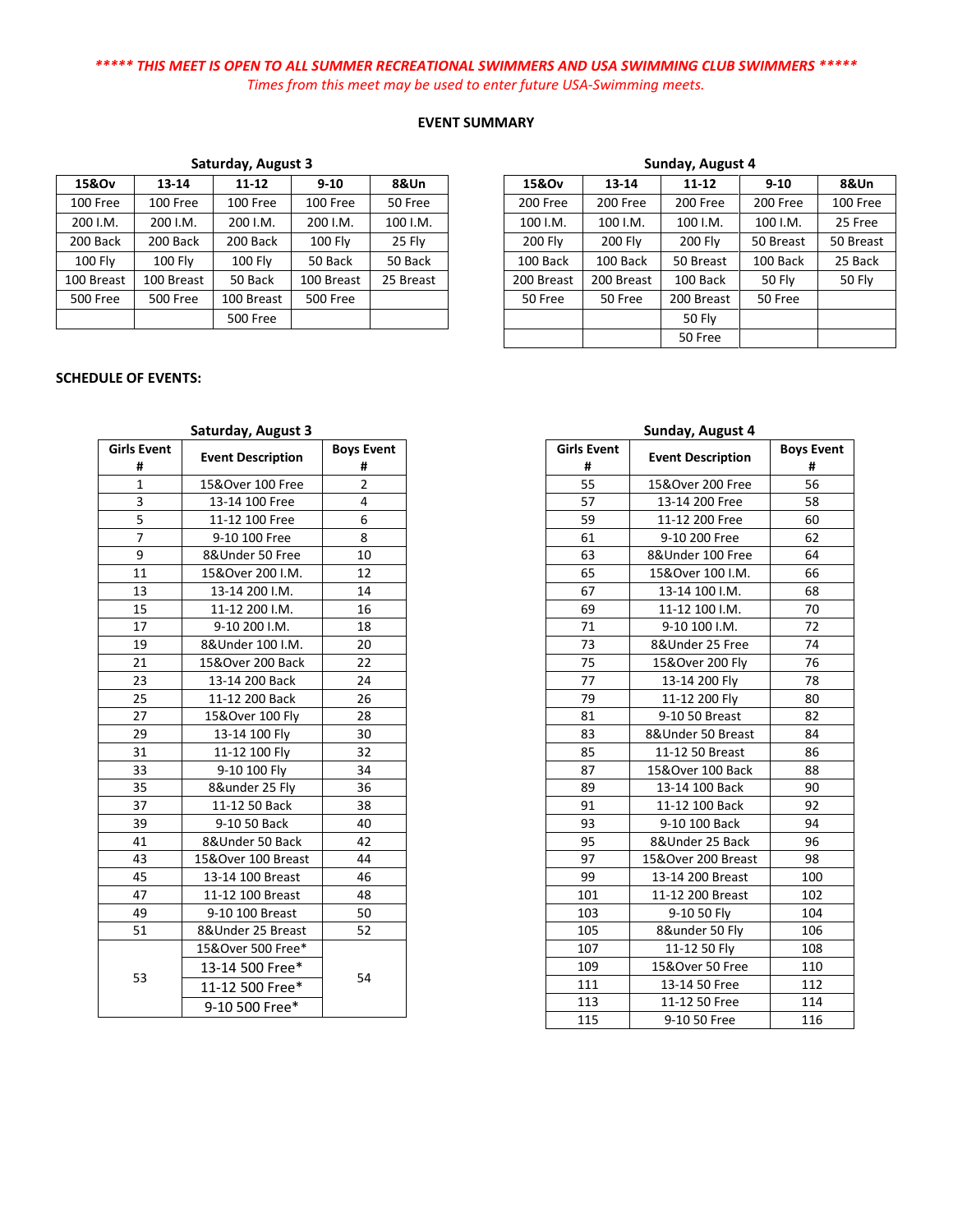*\*\*\*\*\* THIS MEET IS OPEN TO ALL SUMMER RECREATIONAL SWIMMERS AND USA SWIMMING CLUB SWIMMERS \*\*\*\*\**

*Times from this meet may be used to enter future USA-Swimming meets.*

**EVENT SUMMARY**

**Saturday, August 3**

| 15&Ov | 13-14 | 11-12 | 9-10 | 8&Un |
|---|---|---|---|---|
| 100 Free | 100 Free | 100 Free | 100 Free | 50 Free |
| 200 I.M. | 200 I.M. | 200 I.M. | 200 I.M. | 100 I.M. |
| 200 Back | 200 Back | 200 Back | 100 Fly | 25 Fly |
| 100 Fly | 100 Fly | 100 Fly | 50 Back | 50 Back |
| 100 Breast | 100 Breast | 50 Back | 100 Breast | 25 Breast |
| 500 Free | 500 Free | 100 Breast | 500 Free | |
| | | 500 Free | | |

**Sunday, August 4**

| 15&Ov | 13-14 | 11-12 | 9-10 | 8&Un |
|---|---|---|---|---|
| 200 Free | 200 Free | 200 Free | 200 Free | 100 Free |
| 100 I.M. | 100 I.M. | 100 I.M. | 100 I.M. | 25 Free |
| 200 Fly | 200 Fly | 200 Fly | 50 Breast | 50 Breast |
| 100 Back | 100 Back | 50 Breast | 100 Back | 25 Back |
| 200 Breast | 200 Breast | 100 Back | 50 Fly | 50 Fly |
| 50 Free | 50 Free | 200 Breast | 50 Free | |
| | | 50 Fly | | |
| | | 50 Free | | |

**SCHEDULE OF EVENTS:**

**Saturday, August 3**

| Girls Event # | Event Description | Boys Event # |
|---|---|---|
| 1 | 15&Over 100 Free | 2 |
| 3 | 13-14 100 Free | 4 |
| 5 | 11-12 100 Free | 6 |
| 7 | 9-10 100 Free | 8 |
| 9 | 8&Under 50 Free | 10 |
| 11 | 15&Over 200 I.M. | 12 |
| 13 | 13-14 200 I.M. | 14 |
| 15 | 11-12 200 I.M. | 16 |
| 17 | 9-10 200 I.M. | 18 |
| 19 | 8&Under 100 I.M. | 20 |
| 21 | 15&Over 200 Back | 22 |
| 23 | 13-14 200 Back | 24 |
| 25 | 11-12 200 Back | 26 |
| 27 | 15&Over 100 Fly | 28 |
| 29 | 13-14 100 Fly | 30 |
| 31 | 11-12 100 Fly | 32 |
| 33 | 9-10 100 Fly | 34 |
| 35 | 8&under 25 Fly | 36 |
| 37 | 11-12 50 Back | 38 |
| 39 | 9-10 50 Back | 40 |
| 41 | 8&Under 50 Back | 42 |
| 43 | 15&Over 100 Breast | 44 |
| 45 | 13-14 100 Breast | 46 |
| 47 | 11-12 100 Breast | 48 |
| 49 | 9-10 100 Breast | 50 |
| 51 | 8&Under 25 Breast | 52 |
| 53 | 15&Over 500 Free*<br>13-14 500 Free*<br>11-12 500 Free*<br>9-10 500 Free* | 54 |

**Sunday, August 4**

| Girls Event # | Event Description | Boys Event # |
|---|---|---|
| 55 | 15&Over 200 Free | 56 |
| 57 | 13-14 200 Free | 58 |
| 59 | 11-12 200 Free | 60 |
| 61 | 9-10 200 Free | 62 |
| 63 | 8&Under 100 Free | 64 |
| 65 | 15&Over 100 I.M. | 66 |
| 67 | 13-14 100 I.M. | 68 |
| 69 | 11-12 100 I.M. | 70 |
| 71 | 9-10 100 I.M. | 72 |
| 73 | 8&Under 25 Free | 74 |
| 75 | 15&Over 200 Fly | 76 |
| 77 | 13-14 200 Fly | 78 |
| 79 | 11-12 200 Fly | 80 |
| 81 | 9-10 50 Breast | 82 |
| 83 | 8&Under 50 Breast | 84 |
| 85 | 11-12 50 Breast | 86 |
| 87 | 15&Over 100 Back | 88 |
| 89 | 13-14 100 Back | 90 |
| 91 | 11-12 100 Back | 92 |
| 93 | 9-10 100 Back | 94 |
| 95 | 8&Under 25 Back | 96 |
| 97 | 15&Over 200 Breast | 98 |
| 99 | 13-14 200 Breast | 100 |
| 101 | 11-12 200 Breast | 102 |
| 103 | 9-10 50 Fly | 104 |
| 105 | 8&under 50 Fly | 106 |
| 107 | 11-12 50 Fly | 108 |
| 109 | 15&Over 50 Free | 110 |
| 111 | 13-14 50 Free | 112 |
| 113 | 11-12 50 Free | 114 |
| 115 | 9-10 50 Free | 116 |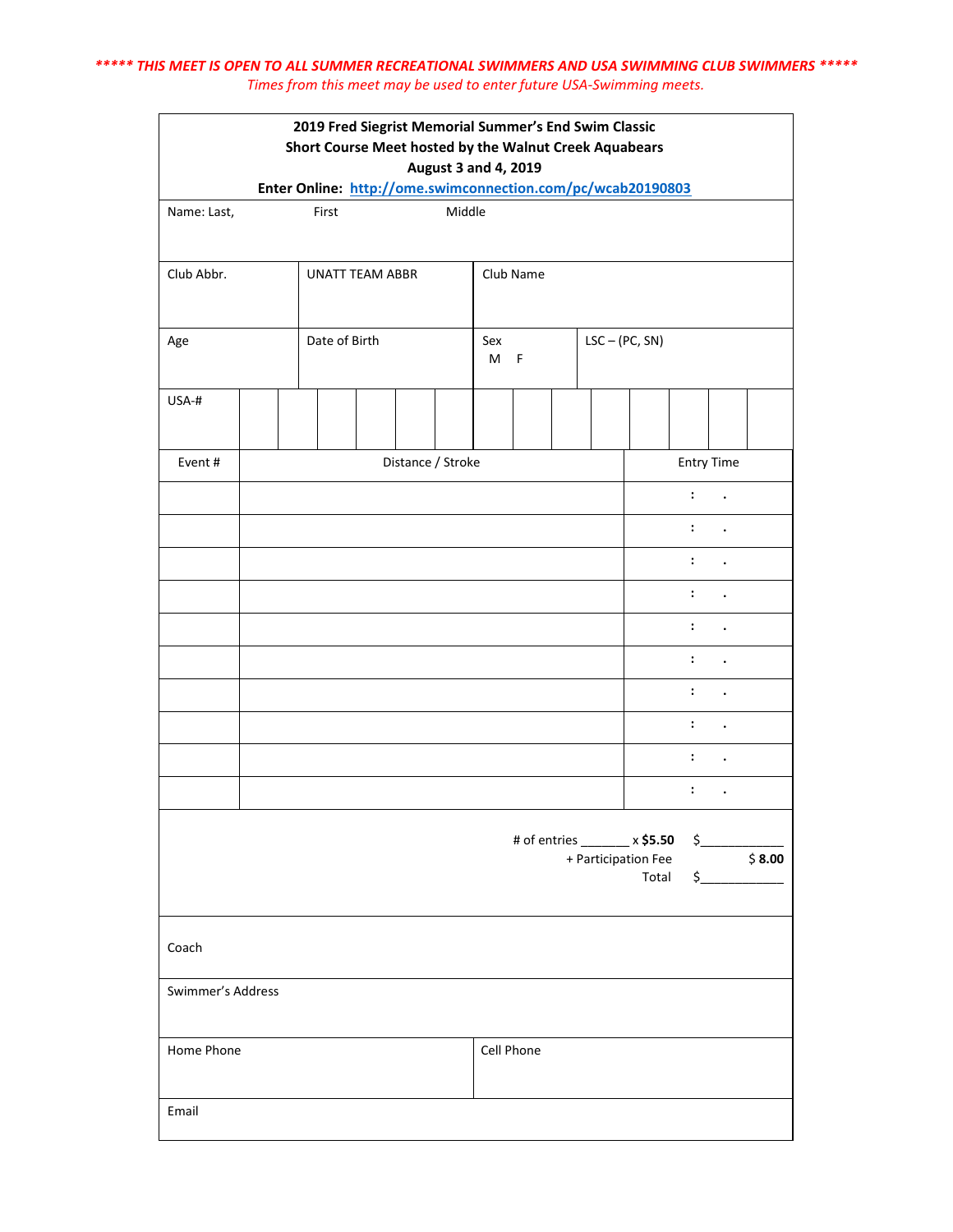***** THIS MEET IS OPEN TO ALL SUMMER RECREATIONAL SWIMMERS AND USA SWIMMING CLUB SWIMMERS *****

*Times from this meet may be used to enter future USA-Swimming meets.*

**2019 Fred Siegrist Memorial Summer's End Swim Classic**
**Short Course Meet hosted by the Walnut Creek Aquabears**
**August 3 and 4, 2019**
**Enter Online: http://ome.swimconnection.com/pc/wcab20190803**

| Name: Last, | First | Middle | |
|---|---|---|---|
| Club Abbr. | UNATT TEAM ABBR | Club Name | |
| Age | Date of Birth | Sex M F | LSC – (PC, SN) |
| USA-# | | | |

| Event # | Distance / Stroke | Entry Time |
|---|---|---|
| | | : . |
| | | : . |
| | | : . |
| | | : . |
| | | : . |
| | | : . |
| | | : . |
| | | : . |
| | | : . |
| | | : . |

# of entries _______ x **$5.50** $____________
+ Participation Fee $ **8.00**
Total $____________

| | |
|---|---|
| Coach | |
| Swimmer's Address | |
| Home Phone | Cell Phone |
| Email | |